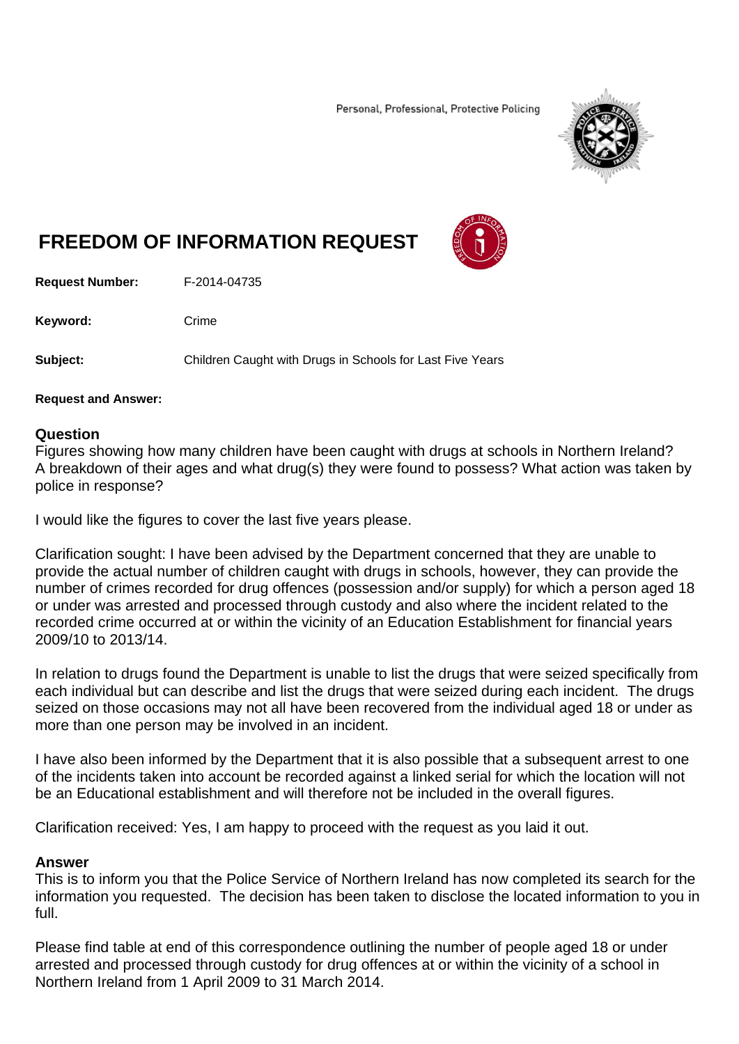Personal, Professional, Protective Policing

# FREEDOM OF INFORMATION REQUEST

**Request Number:** F-2014-04735

**Keyword:** Crime

**Subject:** Children Caught with Drugs in Schools for Last Five Years

**Request and Answer:**

## Question

Figures showing how many children have been caught with drugs at schools in Northern Ireland? A breakdown of their ages and what drug(s) they were found to possess? What action was taken by police in response?

I would like the figures to cover the last five years please.

Clarification sought: I have been advised by the Department concerned that they are unable to provide the actual number of children caught with drugs in schools, however, they can provide the number of crimes recorded for drug offences (possession and/or supply) for which a person aged 18 or under was arrested and processed through custody and also where the incident related to the recorded crime occurred at or within the vicinity of an Education Establishment for financial years 2009/10 to 2013/14.

In relation to drugs found the Department is unable to list the drugs that were seized specifically from each individual but can describe and list the drugs that were seized during each incident. The drugs seized on those occasions may not all have been recovered from the individual aged 18 or under as more than one person may be involved in an incident.

I have also been informed by the Department that it is also possible that a subsequent arrest to one of the incidents taken into account be recorded against a linked serial for which the location will not be an Educational establishment and will therefore not be included in the overall figures.

Clarification received: Yes, I am happy to proceed with the request as you laid it out.

## Answer

This is to inform you that the Police Service of Northern Ireland has now completed its search for the information you requested. The decision has been taken to disclose the located information to you in full.

Please find table at end of this correspondence outlining the number of people aged 18 or under arrested and processed through custody for drug offences at or within the vicinity of a school in Northern Ireland from 1 April 2009 to 31 March 2014.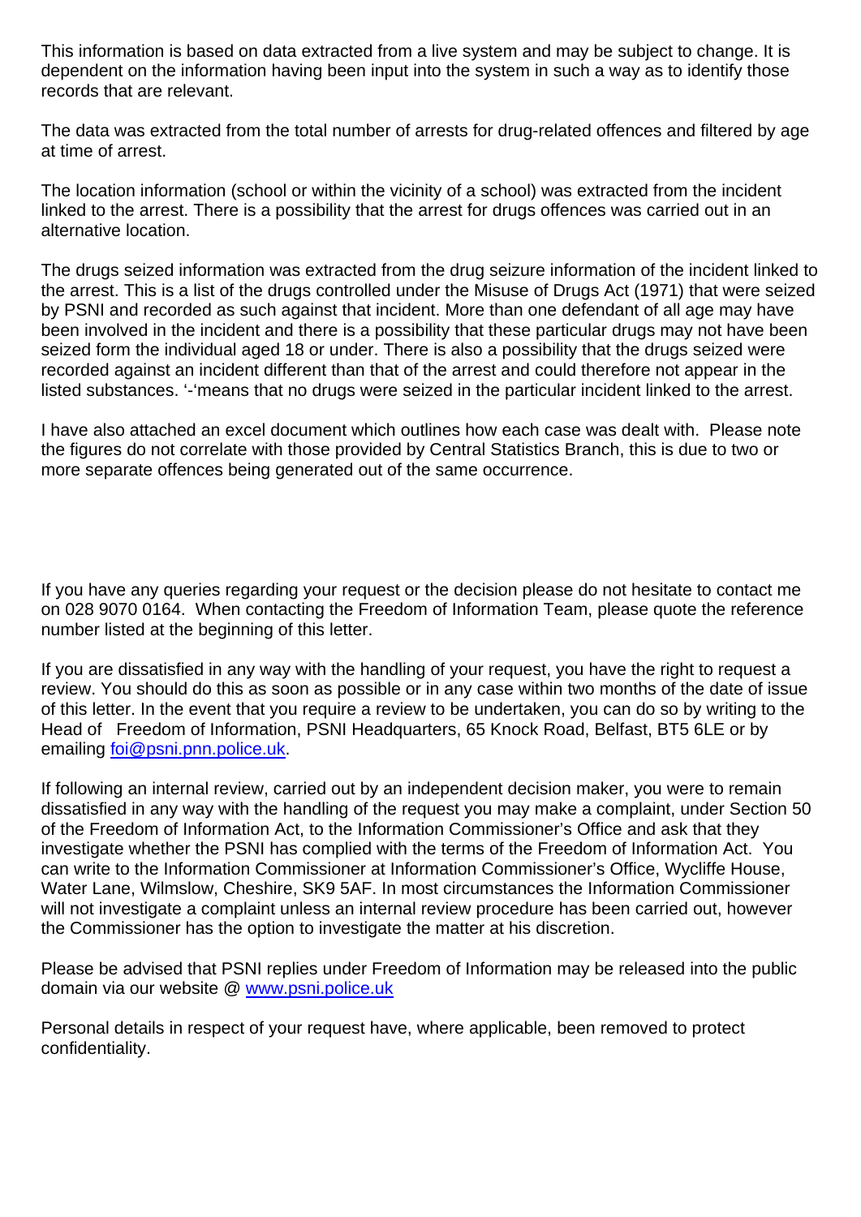This information is based on data extracted from a live system and may be subject to change. It is dependent on the information having been input into the system in such a way as to identify those records that are relevant.

The data was extracted from the total number of arrests for drug-related offences and filtered by age at time of arrest.

The location information (school or within the vicinity of a school) was extracted from the incident linked to the arrest. There is a possibility that the arrest for drugs offences was carried out in an alternative location.

The drugs seized information was extracted from the drug seizure information of the incident linked to the arrest. This is a list of the drugs controlled under the Misuse of Drugs Act (1971) that were seized by PSNI and recorded as such against that incident. More than one defendant of all age may have been involved in the incident and there is a possibility that these particular drugs may not have been seized form the individual aged 18 or under. There is also a possibility that the drugs seized were recorded against an incident different than that of the arrest and could therefore not appear in the listed substances. '-'means that no drugs were seized in the particular incident linked to the arrest.

I have also attached an excel document which outlines how each case was dealt with. Please note the figures do not correlate with those provided by Central Statistics Branch, this is due to two or more separate offences being generated out of the same occurrence.

If you have any queries regarding your request or the decision please do not hesitate to contact me on 028 9070 0164. When contacting the Freedom of Information Team, please quote the reference number listed at the beginning of this letter.

If you are dissatisfied in any way with the handling of your request, you have the right to request a review. You should do this as soon as possible or in any case within two months of the date of issue of this letter. In the event that you require a review to be undertaken, you can do so by writing to the Head of Freedom of Information, PSNI Headquarters, 65 Knock Road, Belfast, BT5 6LE or by emailing foi@psni.pnn.police.uk.

If following an internal review, carried out by an independent decision maker, you were to remain dissatisfied in any way with the handling of the request you may make a complaint, under Section 50 of the Freedom of Information Act, to the Information Commissioner's Office and ask that they investigate whether the PSNI has complied with the terms of the Freedom of Information Act. You can write to the Information Commissioner at Information Commissioner's Office, Wycliffe House, Water Lane, Wilmslow, Cheshire, SK9 5AF. In most circumstances the Information Commissioner will not investigate a complaint unless an internal review procedure has been carried out, however the Commissioner has the option to investigate the matter at his discretion.

Please be advised that PSNI replies under Freedom of Information may be released into the public domain via our website @ www.psni.police.uk

Personal details in respect of your request have, where applicable, been removed to protect confidentiality.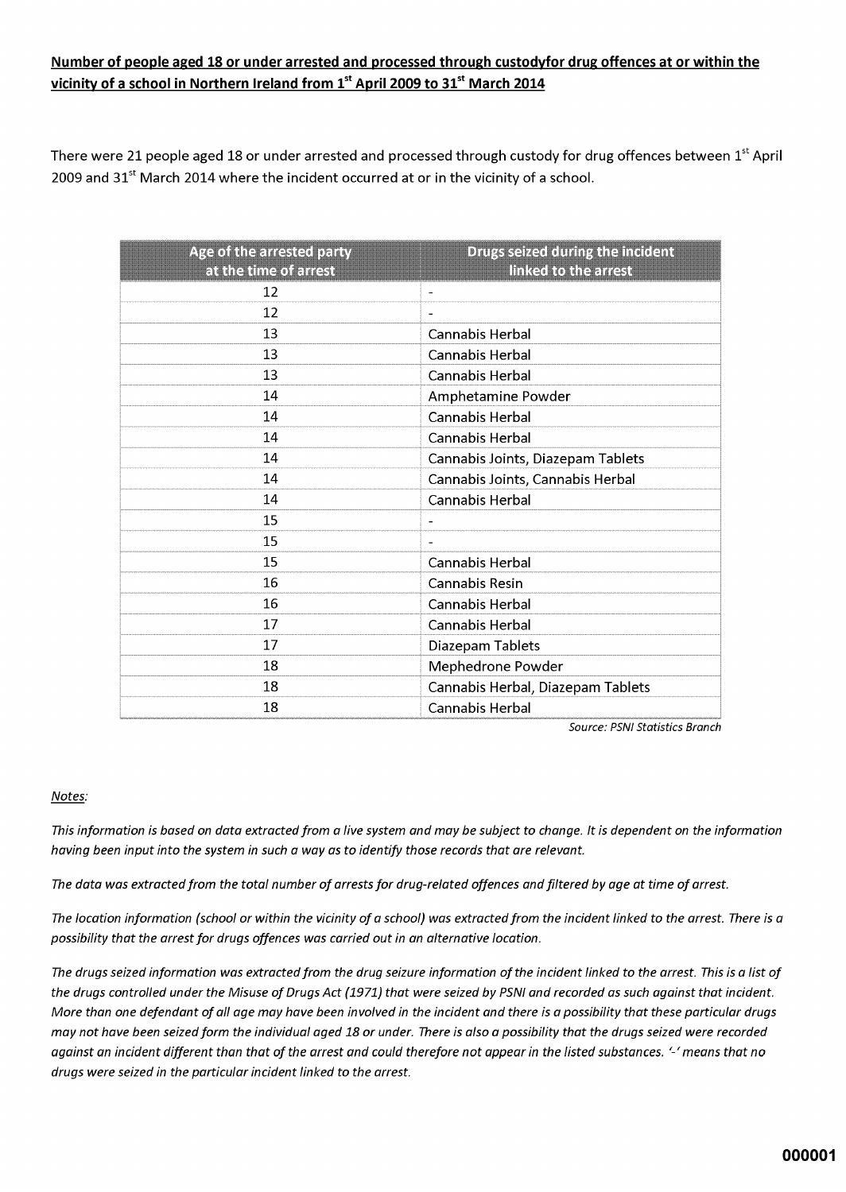**Number of people aged 18 or under arrested and processed through custodyfor drug offences at or within the vicinity of a school in Northern Ireland from 1st April 2009 to 31st March 2014**

There were 21 people aged 18 or under arrested and processed through custody for drug offences between 1st April 2009 and 31st March 2014 where the incident occurred at or in the vicinity of a school.

| Age of the arrested party at the time of arrest | Drugs seized during the incident linked to the arrest |
|---|---|
| 12 | - |
| 12 | - |
| 13 | Cannabis Herbal |
| 13 | Cannabis Herbal |
| 13 | Cannabis Herbal |
| 14 | Amphetamine Powder |
| 14 | Cannabis Herbal |
| 14 | Cannabis Herbal |
| 14 | Cannabis Joints, Diazepam Tablets |
| 14 | Cannabis Joints, Cannabis Herbal |
| 14 | Cannabis Herbal |
| 15 | - |
| 15 | - |
| 15 | Cannabis Herbal |
| 16 | Cannabis Resin |
| 16 | Cannabis Herbal |
| 17 | Cannabis Herbal |
| 17 | Diazepam Tablets |
| 18 | Mephedrone Powder |
| 18 | Cannabis Herbal, Diazepam Tablets |
| 18 | Cannabis Herbal |

*Source: PSNI Statistics Branch*

*Notes:*

*This information is based on data extracted from a live system and may be subject to change. It is dependent on the information having been input into the system in such a way as to identify those records that are relevant.*

*The data was extracted from the total number of arrests for drug-related offences and filtered by age at time of arrest.*

*The location information (school or within the vicinity of a school) was extracted from the incident linked to the arrest. There is a possibility that the arrest for drugs offences was carried out in an alternative location.*

*The drugs seized information was extracted from the drug seizure information of the incident linked to the arrest. This is a list of the drugs controlled under the Misuse of Drugs Act (1971) that were seized by PSNI and recorded as such against that incident. More than one defendant of all age may have been involved in the incident and there is a possibility that these particular drugs may not have been seized form the individual aged 18 or under. There is also a possibility that the drugs seized were recorded against an incident different than that of the arrest and could therefore not appear in the listed substances. '-' means that no drugs were seized in the particular incident linked to the arrest.*

**000001**